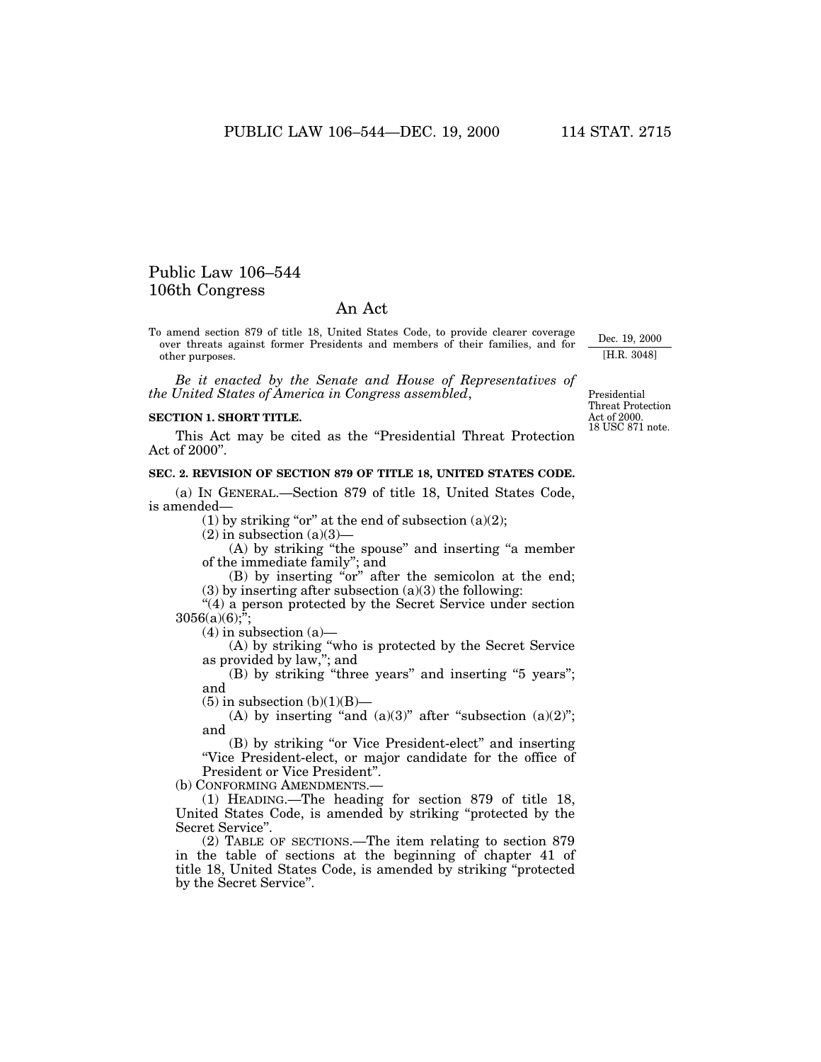# Public Law 106–544
## 106th Congress

## An Act

To amend section 879 of title 18, United States Code, to provide clearer coverage over threats against former Presidents and members of their families, and for other purposes.

Dec. 19, 2000
[H.R. 3048]

*Be it enacted by the Senate and House of Representatives of the United States of America in Congress assembled*,

Presidential Threat Protection Act of 2000.
18 USC 871 note.

**SECTION 1. SHORT TITLE.**

This Act may be cited as the "Presidential Threat Protection Act of 2000".

**SEC. 2. REVISION OF SECTION 879 OF TITLE 18, UNITED STATES CODE.**

(a) IN GENERAL.—Section 879 of title 18, United States Code, is amended—

(1) by striking "or" at the end of subsection (a)(2);

(2) in subsection (a)(3)—

(A) by striking "the spouse" and inserting "a member of the immediate family"; and

(B) by inserting "or" after the semicolon at the end;

(3) by inserting after subsection (a)(3) the following:

"(4) a person protected by the Secret Service under section 3056(a)(6);";

(4) in subsection (a)—

(A) by striking "who is protected by the Secret Service as provided by law,"; and

(B) by striking "three years" and inserting "5 years"; and

(5) in subsection (b)(1)(B)—

(A) by inserting "and (a)(3)" after "subsection (a)(2)"; and

(B) by striking "or Vice President-elect" and inserting "Vice President-elect, or major candidate for the office of President or Vice President".

(b) CONFORMING AMENDMENTS.—

(1) HEADING.—The heading for section 879 of title 18, United States Code, is amended by striking "protected by the Secret Service".

(2) TABLE OF SECTIONS.—The item relating to section 879 in the table of sections at the beginning of chapter 41 of title 18, United States Code, is amended by striking "protected by the Secret Service".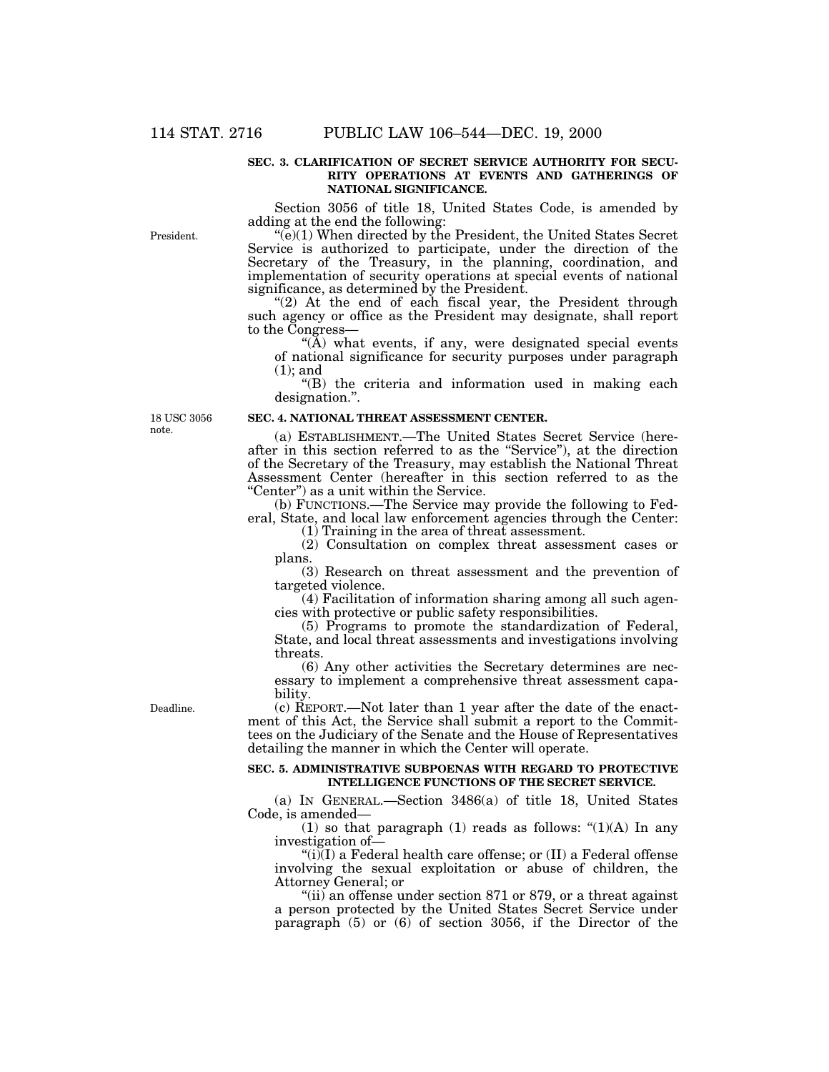**SEC. 3. CLARIFICATION OF SECRET SERVICE AUTHORITY FOR SECURITY OPERATIONS AT EVENTS AND GATHERINGS OF NATIONAL SIGNIFICANCE.**

Section 3056 of title 18, United States Code, is amended by adding at the end the following:

President.

"(e)(1) When directed by the President, the United States Secret Service is authorized to participate, under the direction of the Secretary of the Treasury, in the planning, coordination, and implementation of security operations at special events of national significance, as determined by the President.

"(2) At the end of each fiscal year, the President through such agency or office as the President may designate, shall report to the Congress—

"(A) what events, if any, were designated special events of national significance for security purposes under paragraph (1); and

"(B) the criteria and information used in making each designation.".

18 USC 3056 note.

**SEC. 4. NATIONAL THREAT ASSESSMENT CENTER.**

(a) ESTABLISHMENT.—The United States Secret Service (hereafter in this section referred to as the "Service"), at the direction of the Secretary of the Treasury, may establish the National Threat Assessment Center (hereafter in this section referred to as the "Center") as a unit within the Service.

(b) FUNCTIONS.—The Service may provide the following to Federal, State, and local law enforcement agencies through the Center:

(1) Training in the area of threat assessment.

(2) Consultation on complex threat assessment cases or plans.

(3) Research on threat assessment and the prevention of targeted violence.

(4) Facilitation of information sharing among all such agencies with protective or public safety responsibilities.

(5) Programs to promote the standardization of Federal, State, and local threat assessments and investigations involving threats.

(6) Any other activities the Secretary determines are necessary to implement a comprehensive threat assessment capability.

Deadline.

(c) REPORT.—Not later than 1 year after the date of the enactment of this Act, the Service shall submit a report to the Committees on the Judiciary of the Senate and the House of Representatives detailing the manner in which the Center will operate.

**SEC. 5. ADMINISTRATIVE SUBPOENAS WITH REGARD TO PROTECTIVE INTELLIGENCE FUNCTIONS OF THE SECRET SERVICE.**

(a) IN GENERAL.—Section 3486(a) of title 18, United States Code, is amended—

(1) so that paragraph (1) reads as follows: "(1)(A) In any investigation of—

"(i)(I) a Federal health care offense; or (II) a Federal offense involving the sexual exploitation or abuse of children, the Attorney General; or

"(ii) an offense under section 871 or 879, or a threat against a person protected by the United States Secret Service under paragraph (5) or (6) of section 3056, if the Director of the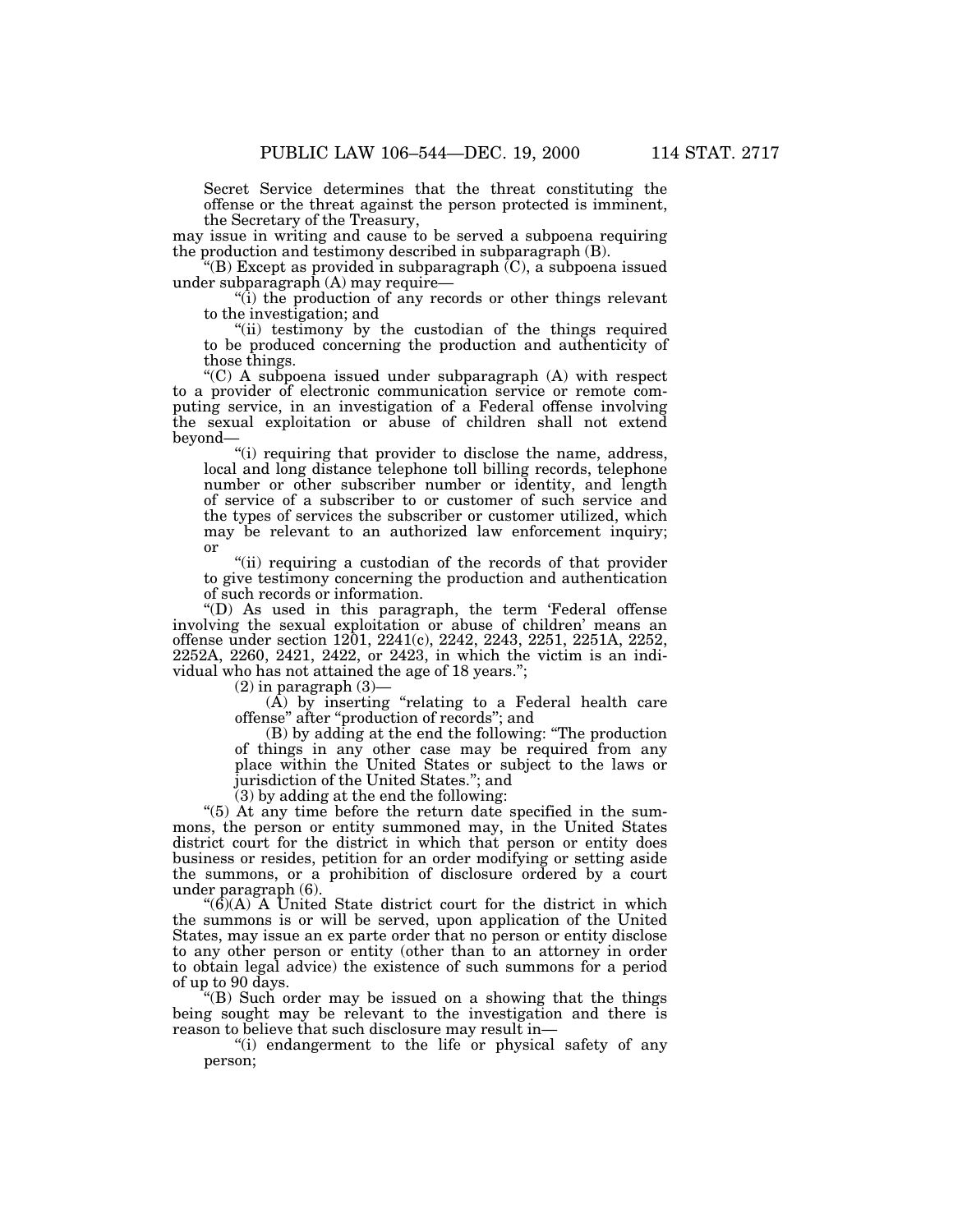Secret Service determines that the threat constituting the offense or the threat against the person protected is imminent, the Secretary of the Treasury,

may issue in writing and cause to be served a subpoena requiring the production and testimony described in subparagraph (B).

"(B) Except as provided in subparagraph (C), a subpoena issued under subparagraph (A) may require—

"(i) the production of any records or other things relevant to the investigation; and

"(ii) testimony by the custodian of the things required to be produced concerning the production and authenticity of those things.

"(C) A subpoena issued under subparagraph (A) with respect to a provider of electronic communication service or remote computing service, in an investigation of a Federal offense involving the sexual exploitation or abuse of children shall not extend beyond—

"(i) requiring that provider to disclose the name, address, local and long distance telephone toll billing records, telephone number or other subscriber number or identity, and length of service of a subscriber to or customer of such service and the types of services the subscriber or customer utilized, which may be relevant to an authorized law enforcement inquiry; or

"(ii) requiring a custodian of the records of that provider to give testimony concerning the production and authentication of such records or information.

"(D) As used in this paragraph, the term 'Federal offense involving the sexual exploitation or abuse of children' means an offense under section 1201, 2241(c), 2242, 2243, 2251, 2251A, 2252, 2252A, 2260, 2421, 2422, or 2423, in which the victim is an individual who has not attained the age of 18 years.";

(2) in paragraph (3)—

(A) by inserting "relating to a Federal health care offense" after "production of records"; and

(B) by adding at the end the following: "The production of things in any other case may be required from any place within the United States or subject to the laws or jurisdiction of the United States."; and

(3) by adding at the end the following:

"(5) At any time before the return date specified in the summons, the person or entity summoned may, in the United States district court for the district in which that person or entity does business or resides, petition for an order modifying or setting aside the summons, or a prohibition of disclosure ordered by a court under paragraph (6).

"(6)(A) A United State district court for the district in which the summons is or will be served, upon application of the United States, may issue an ex parte order that no person or entity disclose to any other person or entity (other than to an attorney in order to obtain legal advice) the existence of such summons for a period of up to 90 days.

"(B) Such order may be issued on a showing that the things being sought may be relevant to the investigation and there is reason to believe that such disclosure may result in—

"(i) endangerment to the life or physical safety of any person;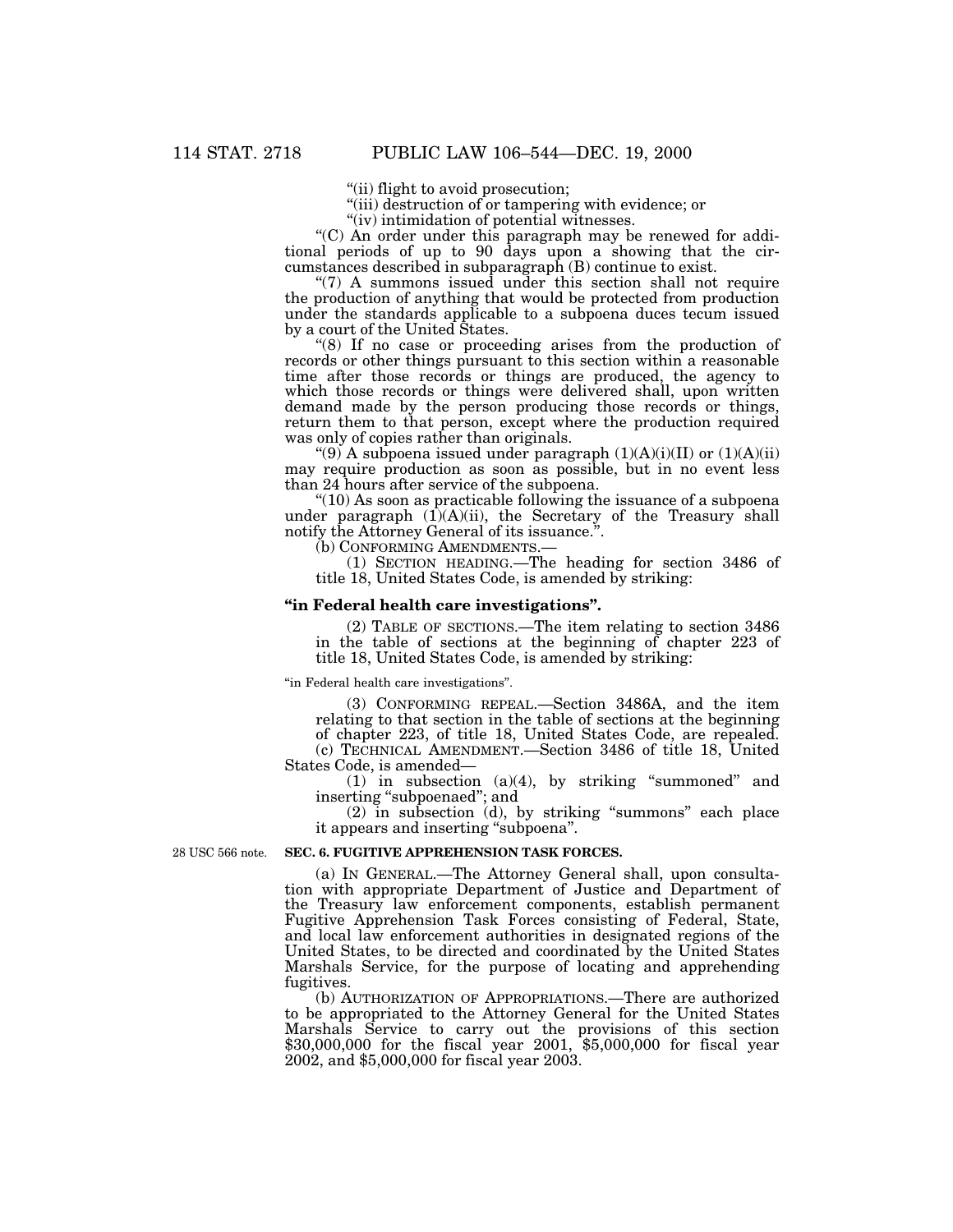"(ii) flight to avoid prosecution;

"(iii) destruction of or tampering with evidence; or

"(iv) intimidation of potential witnesses.

"(C) An order under this paragraph may be renewed for additional periods of up to 90 days upon a showing that the circumstances described in subparagraph (B) continue to exist.

"(7) A summons issued under this section shall not require the production of anything that would be protected from production under the standards applicable to a subpoena duces tecum issued by a court of the United States.

"(8) If no case or proceeding arises from the production of records or other things pursuant to this section within a reasonable time after those records or things are produced, the agency to which those records or things were delivered shall, upon written demand made by the person producing those records or things, return them to that person, except where the production required was only of copies rather than originals.

"(9) A subpoena issued under paragraph (1)(A)(i)(II) or (1)(A)(ii) may require production as soon as possible, but in no event less than 24 hours after service of the subpoena.

"(10) As soon as practicable following the issuance of a subpoena under paragraph (1)(A)(ii), the Secretary of the Treasury shall notify the Attorney General of its issuance.".

(b) CONFORMING AMENDMENTS.—

(1) SECTION HEADING.—The heading for section 3486 of title 18, United States Code, is amended by striking:

**"in Federal health care investigations".**

(2) TABLE OF SECTIONS.—The item relating to section 3486 in the table of sections at the beginning of chapter 223 of title 18, United States Code, is amended by striking:

"in Federal health care investigations".

(3) CONFORMING REPEAL.—Section 3486A, and the item relating to that section in the table of sections at the beginning of chapter 223, of title 18, United States Code, are repealed.

(c) TECHNICAL AMENDMENT.—Section 3486 of title 18, United States Code, is amended—

(1) in subsection (a)(4), by striking "summoned" and inserting "subpoenaed"; and

(2) in subsection (d), by striking "summons" each place it appears and inserting "subpoena".

28 USC 566 note.

**SEC. 6. FUGITIVE APPREHENSION TASK FORCES.**

(a) IN GENERAL.—The Attorney General shall, upon consultation with appropriate Department of Justice and Department of the Treasury law enforcement components, establish permanent Fugitive Apprehension Task Forces consisting of Federal, State, and local law enforcement authorities in designated regions of the United States, to be directed and coordinated by the United States Marshals Service, for the purpose of locating and apprehending fugitives.

(b) AUTHORIZATION OF APPROPRIATIONS.—There are authorized to be appropriated to the Attorney General for the United States Marshals Service to carry out the provisions of this section \$30,000,000 for the fiscal year 2001, \$5,000,000 for fiscal year 2002, and \$5,000,000 for fiscal year 2003.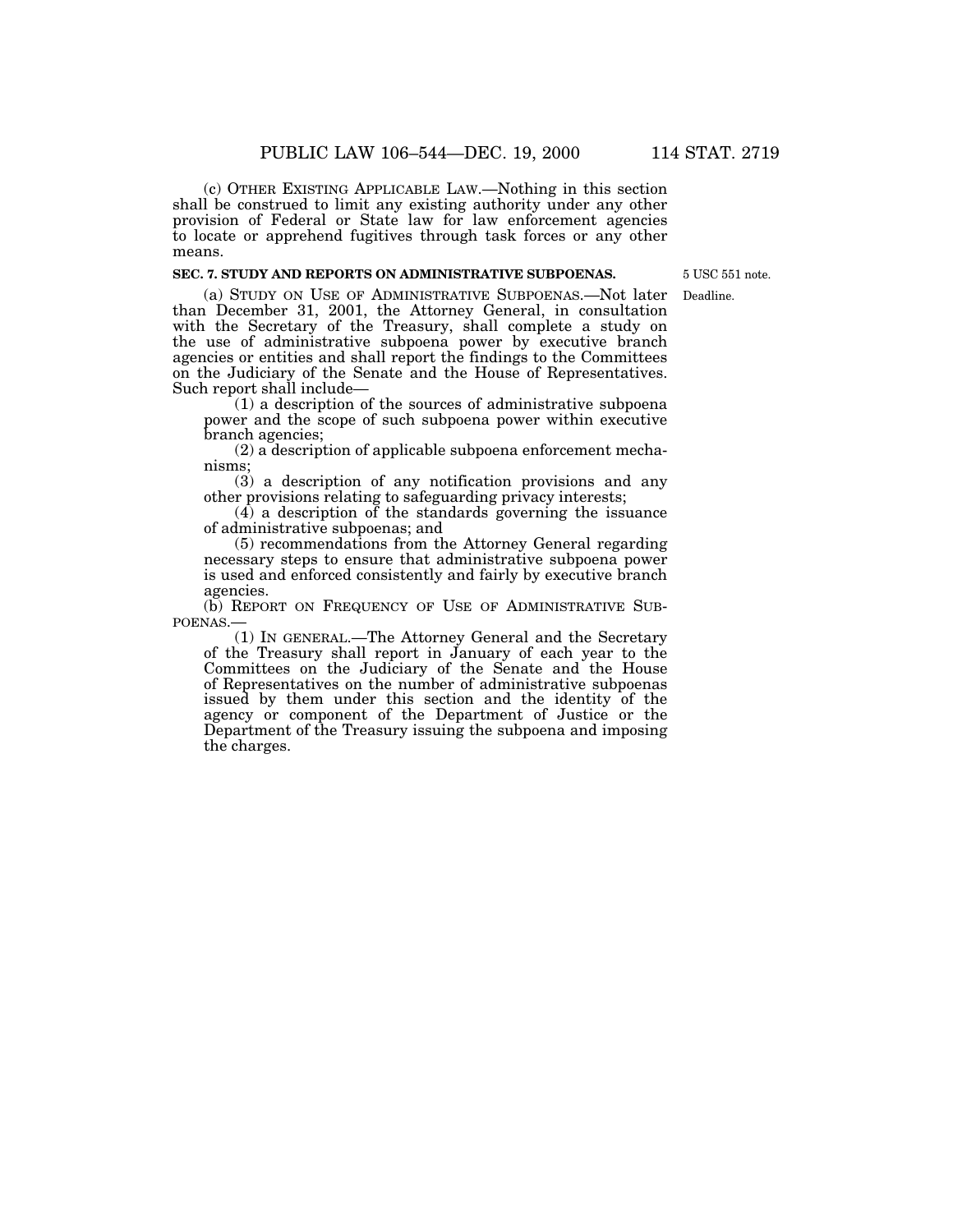(c) OTHER EXISTING APPLICABLE LAW.—Nothing in this section shall be construed to limit any existing authority under any other provision of Federal or State law for law enforcement agencies to locate or apprehend fugitives through task forces or any other means.

**SEC. 7. STUDY AND REPORTS ON ADMINISTRATIVE SUBPOENAS.**

5 USC 551 note.

Deadline.

(a) STUDY ON USE OF ADMINISTRATIVE SUBPOENAS.—Not later than December 31, 2001, the Attorney General, in consultation with the Secretary of the Treasury, shall complete a study on the use of administrative subpoena power by executive branch agencies or entities and shall report the findings to the Committees on the Judiciary of the Senate and the House of Representatives. Such report shall include—

(1) a description of the sources of administrative subpoena power and the scope of such subpoena power within executive branch agencies;

(2) a description of applicable subpoena enforcement mechanisms;

(3) a description of any notification provisions and any other provisions relating to safeguarding privacy interests;

(4) a description of the standards governing the issuance of administrative subpoenas; and

(5) recommendations from the Attorney General regarding necessary steps to ensure that administrative subpoena power is used and enforced consistently and fairly by executive branch agencies.

(b) REPORT ON FREQUENCY OF USE OF ADMINISTRATIVE SUBPOENAS.—

(1) IN GENERAL.—The Attorney General and the Secretary of the Treasury shall report in January of each year to the Committees on the Judiciary of the Senate and the House of Representatives on the number of administrative subpoenas issued by them under this section and the identity of the agency or component of the Department of Justice or the Department of the Treasury issuing the subpoena and imposing the charges.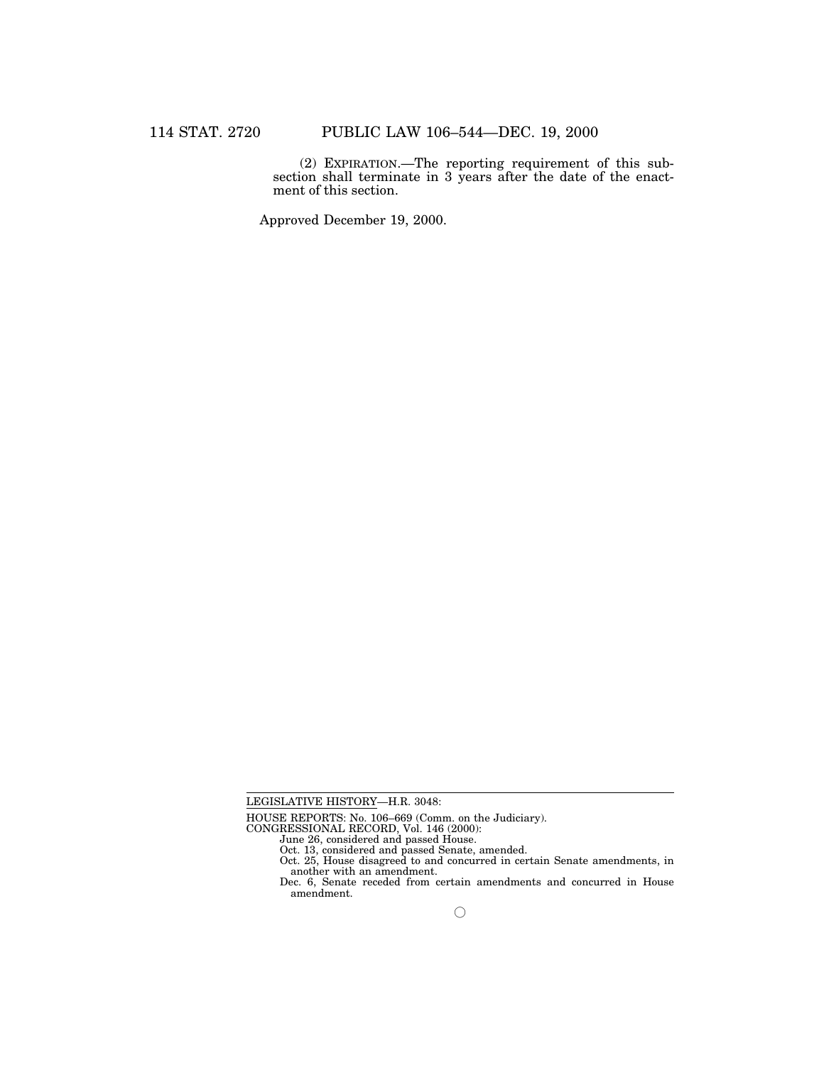(2) EXPIRATION.—The reporting requirement of this subsection shall terminate in 3 years after the date of the enactment of this section.

Approved December 19, 2000.

---

LEGISLATIVE HISTORY—H.R. 3048:

HOUSE REPORTS: No. 106–669 (Comm. on the Judiciary).
CONGRESSIONAL RECORD, Vol. 146 (2000):
- June 26, considered and passed House.
- Oct. 13, considered and passed Senate, amended.
- Oct. 25, House disagreed to and concurred in certain Senate amendments, in another with an amendment.
- Dec. 6, Senate receded from certain amendments and concurred in House amendment.

○